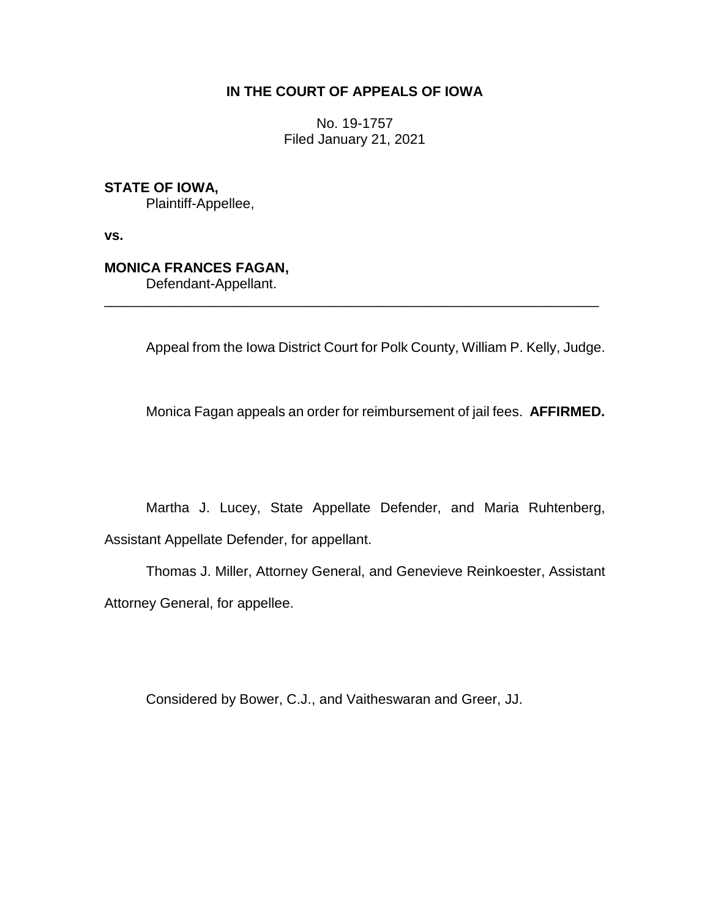**IN THE COURT OF APPEALS OF IOWA**

No. 19-1757
Filed January 21, 2021

**STATE OF IOWA,**
Plaintiff-Appellee,

**vs.**

**MONICA FRANCES FAGAN,**
Defendant-Appellant.

---

Appeal from the Iowa District Court for Polk County, William P. Kelly, Judge.

Monica Fagan appeals an order for reimbursement of jail fees. **AFFIRMED.**

Martha J. Lucey, State Appellate Defender, and Maria Ruhtenberg, Assistant Appellate Defender, for appellant.

Thomas J. Miller, Attorney General, and Genevieve Reinkoester, Assistant Attorney General, for appellee.

Considered by Bower, C.J., and Vaitheswaran and Greer, JJ.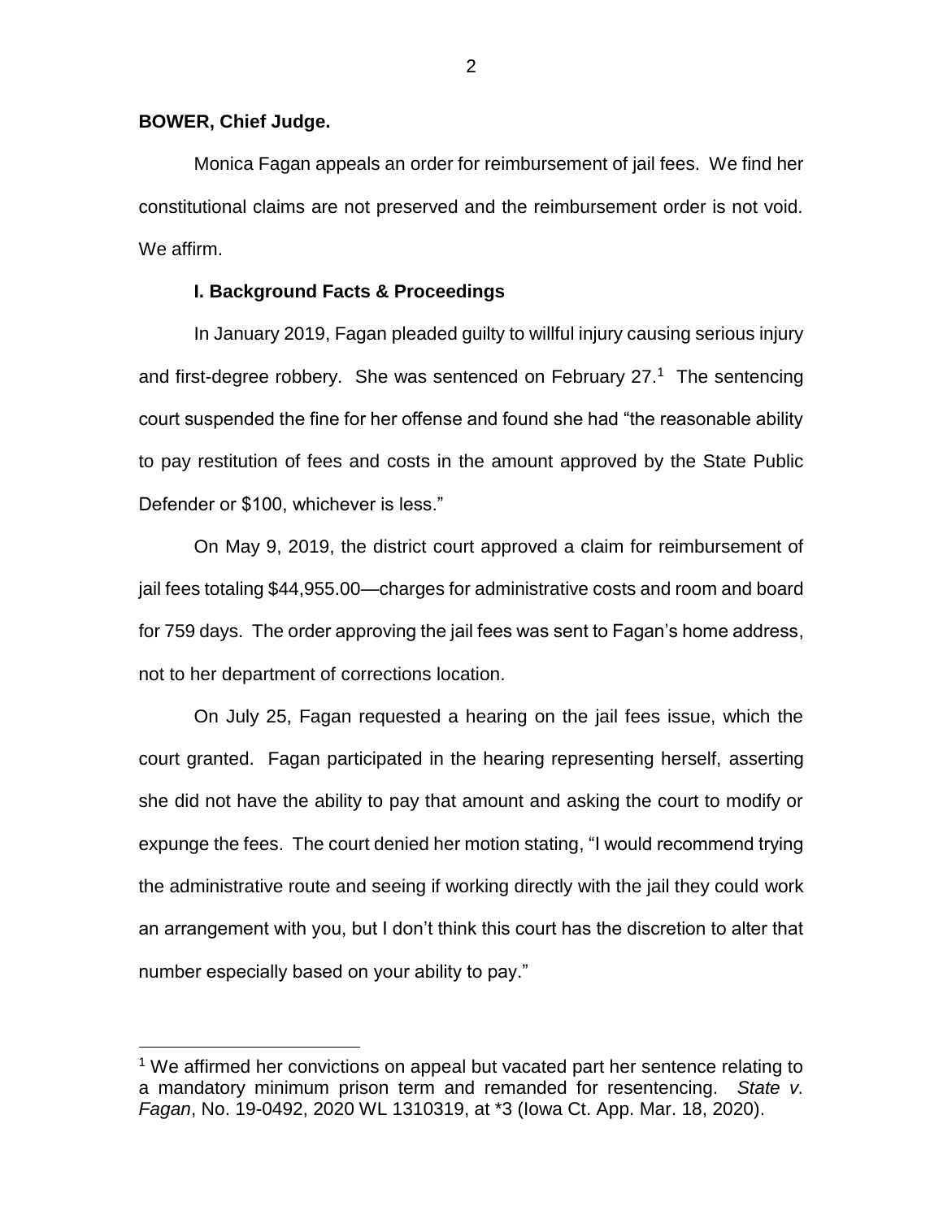**BOWER, Chief Judge.**

Monica Fagan appeals an order for reimbursement of jail fees. We find her constitutional claims are not preserved and the reimbursement order is not void. We affirm.

### I. Background Facts & Proceedings

In January 2019, Fagan pleaded guilty to willful injury causing serious injury and first-degree robbery. She was sentenced on February 27.[1] The sentencing court suspended the fine for her offense and found she had "the reasonable ability to pay restitution of fees and costs in the amount approved by the State Public Defender or $100, whichever is less."

On May 9, 2019, the district court approved a claim for reimbursement of jail fees totaling $44,955.00—charges for administrative costs and room and board for 759 days. The order approving the jail fees was sent to Fagan's home address, not to her department of corrections location.

On July 25, Fagan requested a hearing on the jail fees issue, which the court granted. Fagan participated in the hearing representing herself, asserting she did not have the ability to pay that amount and asking the court to modify or expunge the fees. The court denied her motion stating, "I would recommend trying the administrative route and seeing if working directly with the jail they could work an arrangement with you, but I don't think this court has the discretion to alter that number especially based on your ability to pay."

---

[1] We affirmed her convictions on appeal but vacated part her sentence relating to a mandatory minimum prison term and remanded for resentencing. *State v. Fagan*, No. 19-0492, 2020 WL 1310319, at *3 (Iowa Ct. App. Mar. 18, 2020).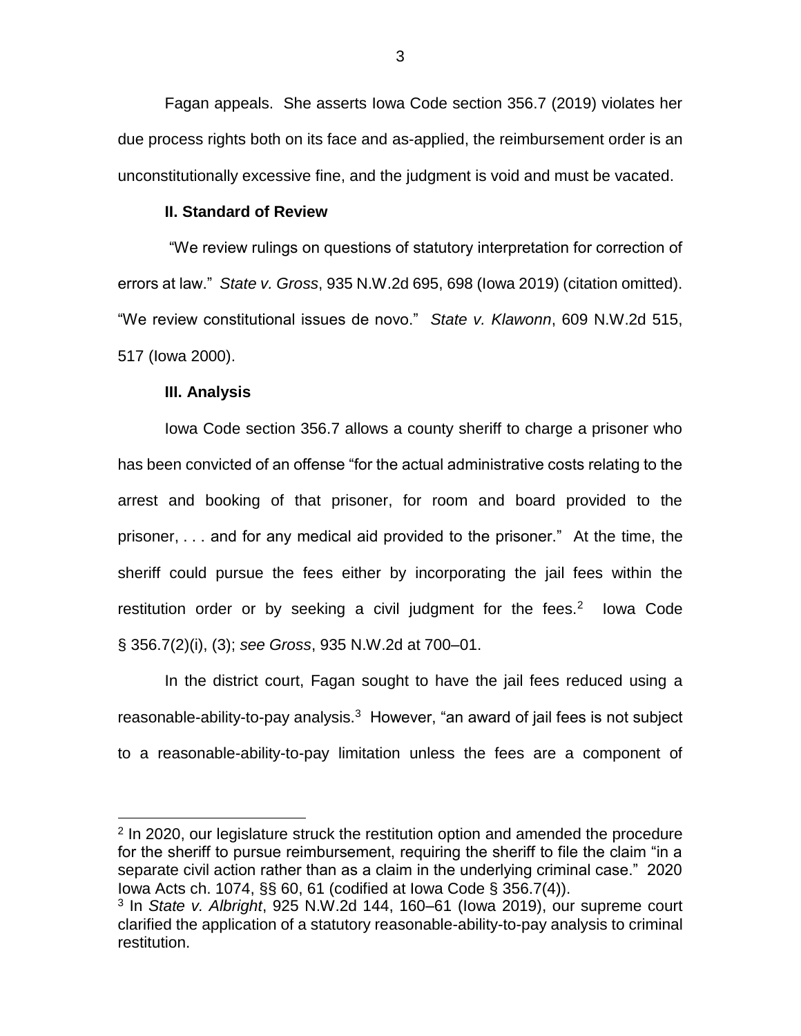Fagan appeals. She asserts Iowa Code section 356.7 (2019) violates her due process rights both on its face and as-applied, the reimbursement order is an unconstitutionally excessive fine, and the judgment is void and must be vacated.

## II. Standard of Review

"We review rulings on questions of statutory interpretation for correction of errors at law." *State v. Gross*, 935 N.W.2d 695, 698 (Iowa 2019) (citation omitted). "We review constitutional issues de novo." *State v. Klawonn*, 609 N.W.2d 515, 517 (Iowa 2000).

## III. Analysis

Iowa Code section 356.7 allows a county sheriff to charge a prisoner who has been convicted of an offense "for the actual administrative costs relating to the arrest and booking of that prisoner, for room and board provided to the prisoner, . . . and for any medical aid provided to the prisoner." At the time, the sheriff could pursue the fees either by incorporating the jail fees within the restitution order or by seeking a civil judgment for the fees.[2] Iowa Code § 356.7(2)(i), (3); *see Gross*, 935 N.W.2d at 700–01.

In the district court, Fagan sought to have the jail fees reduced using a reasonable-ability-to-pay analysis.[3] However, "an award of jail fees is not subject to a reasonable-ability-to-pay limitation unless the fees are a component of

---

[2] In 2020, our legislature struck the restitution option and amended the procedure for the sheriff to pursue reimbursement, requiring the sheriff to file the claim "in a separate civil action rather than as a claim in the underlying criminal case." 2020 Iowa Acts ch. 1074, §§ 60, 61 (codified at Iowa Code § 356.7(4)).

[3] In *State v. Albright*, 925 N.W.2d 144, 160–61 (Iowa 2019), our supreme court clarified the application of a statutory reasonable-ability-to-pay analysis to criminal restitution.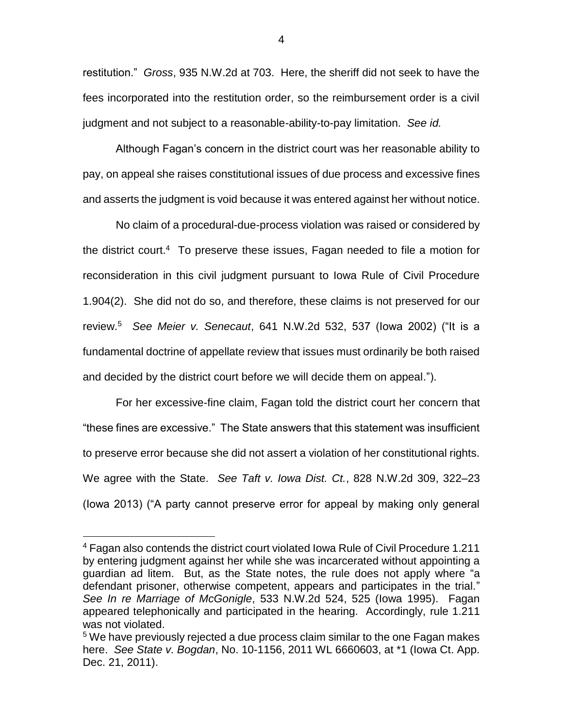restitution." *Gross*, 935 N.W.2d at 703. Here, the sheriff did not seek to have the fees incorporated into the restitution order, so the reimbursement order is a civil judgment and not subject to a reasonable-ability-to-pay limitation. *See id.*

Although Fagan's concern in the district court was her reasonable ability to pay, on appeal she raises constitutional issues of due process and excessive fines and asserts the judgment is void because it was entered against her without notice.

No claim of a procedural-due-process violation was raised or considered by the district court.[4] To preserve these issues, Fagan needed to file a motion for reconsideration in this civil judgment pursuant to Iowa Rule of Civil Procedure 1.904(2). She did not do so, and therefore, these claims is not preserved for our review.[5] *See Meier v. Senecaut*, 641 N.W.2d 532, 537 (Iowa 2002) ("It is a fundamental doctrine of appellate review that issues must ordinarily be both raised and decided by the district court before we will decide them on appeal.").

For her excessive-fine claim, Fagan told the district court her concern that "these fines are excessive." The State answers that this statement was insufficient to preserve error because she did not assert a violation of her constitutional rights. We agree with the State. *See Taft v. Iowa Dist. Ct.*, 828 N.W.2d 309, 322–23 (Iowa 2013) ("A party cannot preserve error for appeal by making only general

---

[4] Fagan also contends the district court violated Iowa Rule of Civil Procedure 1.211 by entering judgment against her while she was incarcerated without appointing a guardian ad litem. But, as the State notes, the rule does not apply where "a defendant prisoner, otherwise competent, appears and participates in the trial." *See In re Marriage of McGonigle*, 533 N.W.2d 524, 525 (Iowa 1995). Fagan appeared telephonically and participated in the hearing. Accordingly, rule 1.211 was not violated.

[5] We have previously rejected a due process claim similar to the one Fagan makes here. *See State v. Bogdan*, No. 10-1156, 2011 WL 6660603, at *1 (Iowa Ct. App. Dec. 21, 2011).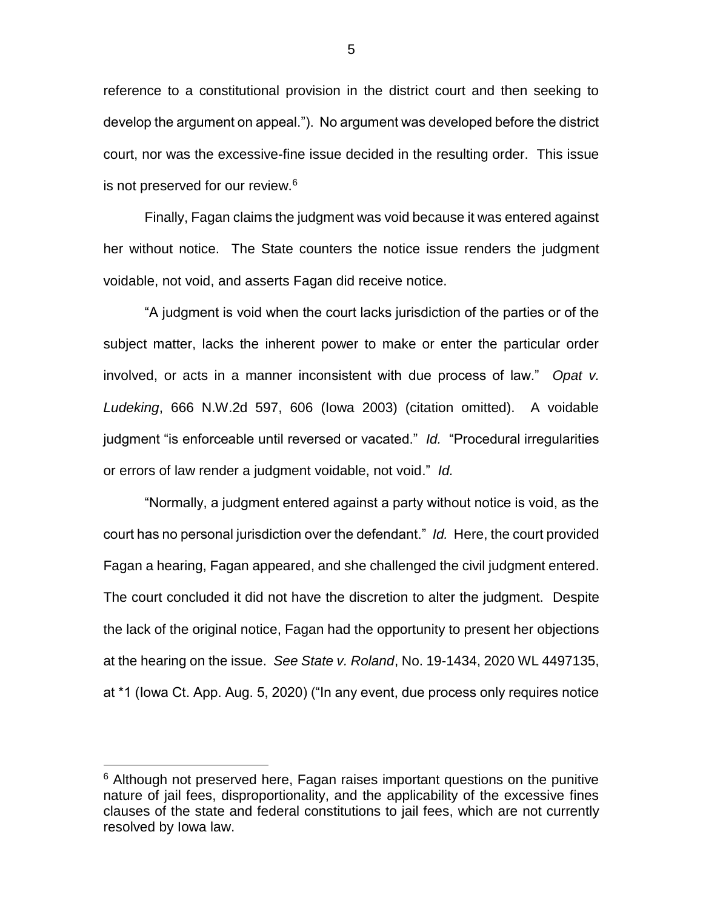reference to a constitutional provision in the district court and then seeking to develop the argument on appeal."). No argument was developed before the district court, nor was the excessive-fine issue decided in the resulting order. This issue is not preserved for our review.[6]

Finally, Fagan claims the judgment was void because it was entered against her without notice. The State counters the notice issue renders the judgment voidable, not void, and asserts Fagan did receive notice.

"A judgment is void when the court lacks jurisdiction of the parties or of the subject matter, lacks the inherent power to make or enter the particular order involved, or acts in a manner inconsistent with due process of law." *Opat v. Ludeking*, 666 N.W.2d 597, 606 (Iowa 2003) (citation omitted). A voidable judgment "is enforceable until reversed or vacated." *Id.* "Procedural irregularities or errors of law render a judgment voidable, not void." *Id.*

"Normally, a judgment entered against a party without notice is void, as the court has no personal jurisdiction over the defendant." *Id.* Here, the court provided Fagan a hearing, Fagan appeared, and she challenged the civil judgment entered. The court concluded it did not have the discretion to alter the judgment. Despite the lack of the original notice, Fagan had the opportunity to present her objections at the hearing on the issue. *See State v. Roland*, No. 19-1434, 2020 WL 4497135, at *1 (Iowa Ct. App. Aug. 5, 2020) ("In any event, due process only requires notice

---

[6] Although not preserved here, Fagan raises important questions on the punitive nature of jail fees, disproportionality, and the applicability of the excessive fines clauses of the state and federal constitutions to jail fees, which are not currently resolved by Iowa law.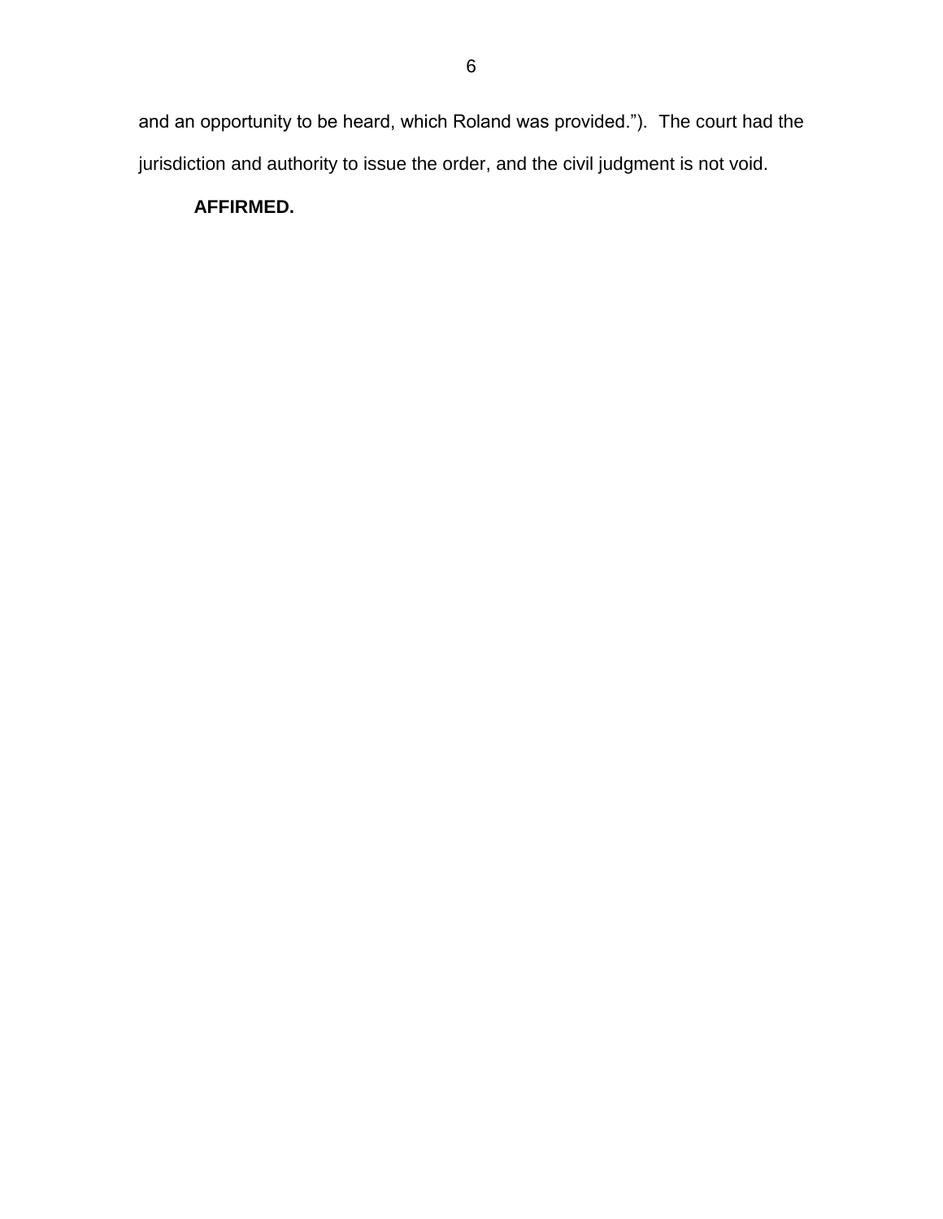and an opportunity to be heard, which Roland was provided.”). The court had the jurisdiction and authority to issue the order, and the civil judgment is not void.

**AFFIRMED.**